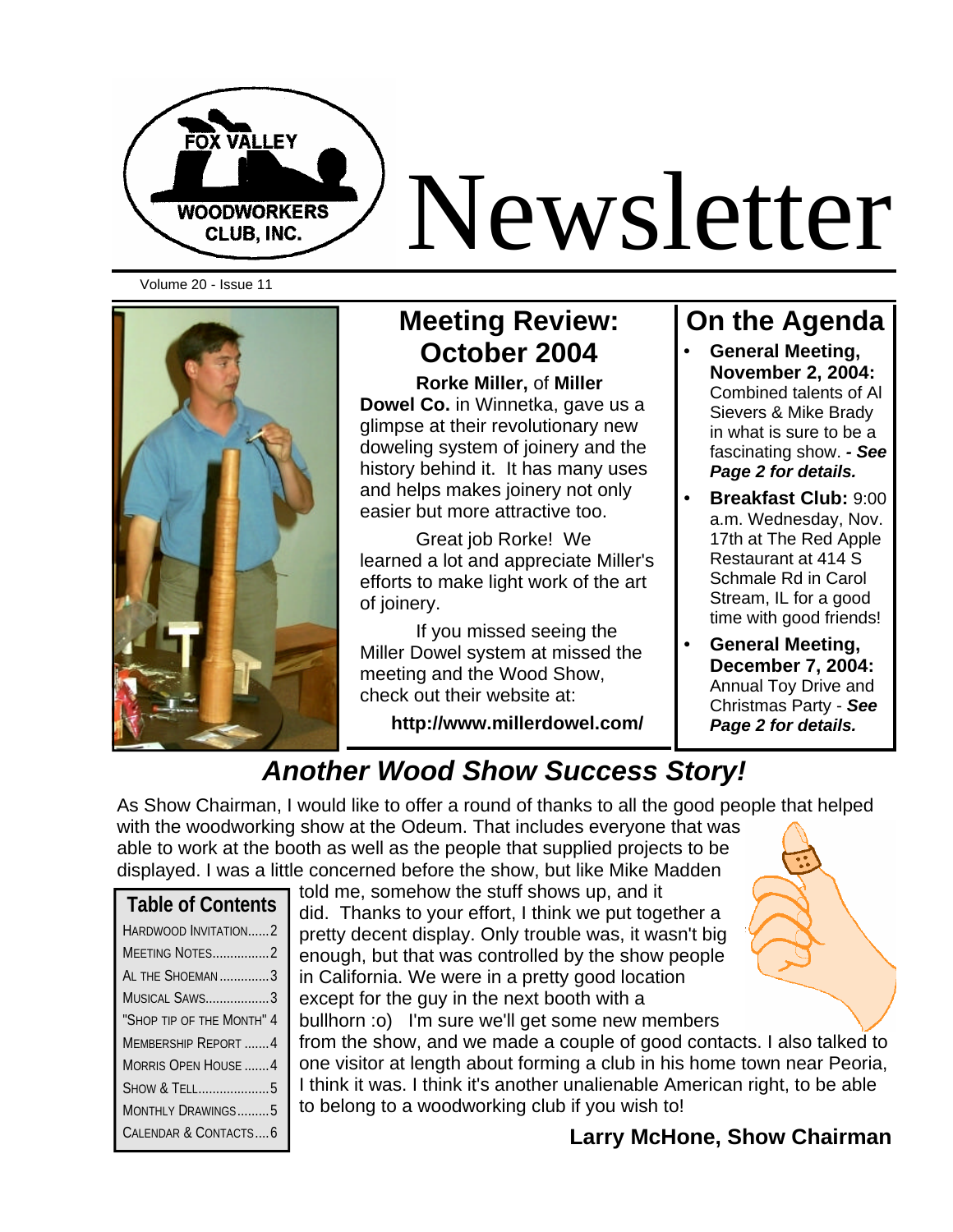Fox Valley Woodworkers Club, Inc.

# Newsletter

Volume 20 - Issue 11

## Meeting Review: October 2004

**Rorke Miller,** of **Miller Dowel Co.** in Winnetka, gave us a glimpse at their revolutionary new doweling system of joinery and the history behind it. It has many uses and helps makes joinery not only easier but more attractive too.

Great job Rorke! We learned a lot and appreciate Miller's efforts to make light work of the art of joinery.

If you missed seeing the Miller Dowel system at missed the meeting and the Wood Show, check out their website at:

**http://www.millerdowel.com/**

## On the Agenda

- **General Meeting, November 2, 2004:** Combined talents of Al Sievers & Mike Brady in what is sure to be a fascinating show. ***- See Page 2 for details.***
- **Breakfast Club:** 9:00 a.m. Wednesday, Nov. 17th at The Red Apple Restaurant at 414 S Schmale Rd in Carol Stream, IL for a good time with good friends!
- **General Meeting, December 7, 2004:** Annual Toy Drive and Christmas Party - ***See Page 2 for details.***

## *Another Wood Show Success Story!*

As Show Chairman, I would like to offer a round of thanks to all the good people that helped with the woodworking show at the Odeum. That includes everyone that was able to work at the booth as well as the people that supplied projects to be displayed. I was a little concerned before the show, but like Mike Madden told me, somehow the stuff shows up, and it did. Thanks to your effort, I think we put together a pretty decent display. Only trouble was, it wasn't big enough, but that was controlled by the show people in California. We were in a pretty good location except for the guy in the next booth with a bullhorn :o) I'm sure we'll get some new members from the show, and we made a couple of good contacts. I also talked to one visitor at length about forming a club in his home town near Peoria, I think it was. I think it's another unalienable American right, to be able to belong to a woodworking club if you wish to!

**Larry McHone, Show Chairman**

### Table of Contents

| Section | Page |
| --- | --- |
| Hardwood Invitation | 2 |
| Meeting Notes | 2 |
| Al the Shoeman | 3 |
| Musical Saws | 3 |
| "Shop Tip of the Month" | 4 |
| Membership Report | 4 |
| Morris Open House | 4 |
| Show & Tell | 5 |
| Monthly Drawings | 5 |
| Calendar & Contacts | 6 |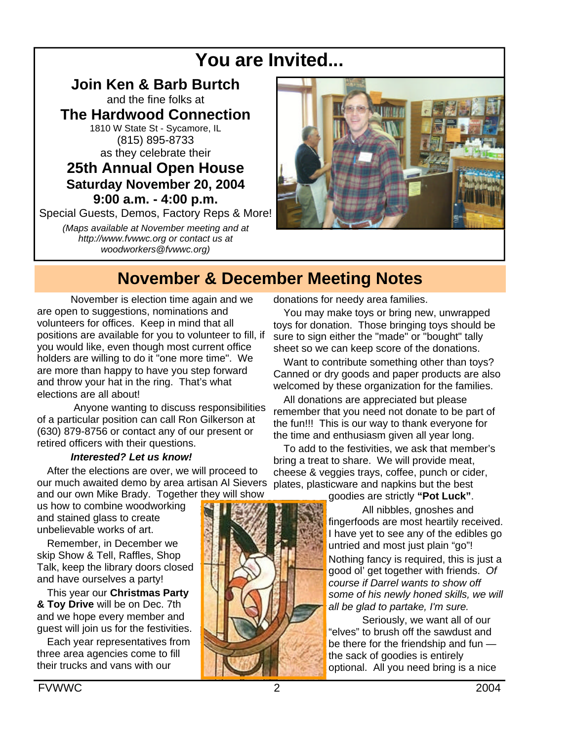# You are Invited...

**Join Ken & Barb Burtch**

and the fine folks at

**The Hardwood Connection**

1810 W State St - Sycamore, IL

(815) 895-8733

as they celebrate their

**25th Annual Open House**

**Saturday November 20, 2004**

**9:00 a.m. - 4:00 p.m.**

Special Guests, Demos, Factory Reps & More!

*(Maps available at November meeting and at http://www.fvwwc.org or contact us at woodworkers@fvwwc.org)*

## November & December Meeting Notes

November is election time again and we are open to suggestions, nominations and volunteers for offices. Keep in mind that all positions are available for you to volunteer to fill, if you would like, even though most current office holders are willing to do it "one more time". We are more than happy to have you step forward and throw your hat in the ring. That's what elections are all about!

Anyone wanting to discuss responsibilities of a particular position can call Ron Gilkerson at (630) 879-8756 or contact any of our present or retired officers with their questions.

***Interested? Let us know!***

After the elections are over, we will proceed to our much awaited demo by area artisan Al Sievers and our own Mike Brady. Together they will show us how to combine woodworking and stained glass to create unbelievable works of art.

Remember, in December we skip Show & Tell, Raffles, Shop Talk, keep the library doors closed and have ourselves a party!

This year our **Christmas Party & Toy Drive** will be on Dec. 7th and we hope every member and guest will join us for the festivities.

Each year representatives from three area agencies come to fill their trucks and vans with our donations for needy area families.

You may make toys or bring new, unwrapped toys for donation. Those bringing toys should be sure to sign either the "made" or "bought" tally sheet so we can keep score of the donations.

Want to contribute something other than toys? Canned or dry goods and paper products are also welcomed by these organization for the families.

All donations are appreciated but please remember that you need not donate to be part of the fun!!! This is our way to thank everyone for the time and enthusiasm given all year long.

To add to the festivities, we ask that member's bring a treat to share. We will provide meat, cheese & veggies trays, coffee, punch or cider, plates, plasticware and napkins but the best goodies are strictly **"Pot Luck"**.

All nibbles, gnoshes and fingerfoods are most heartily received. I have yet to see any of the edibles go untried and most just plain "go"! Nothing fancy is required, this is just a good ol' get together with friends. *Of course if Darrel wants to show off some of his newly honed skills, we will all be glad to partake, I'm sure.*

Seriously, we want all of our "elves" to brush off the sawdust and be there for the friendship and fun — the sack of goodies is entirely optional. All you need bring is a nice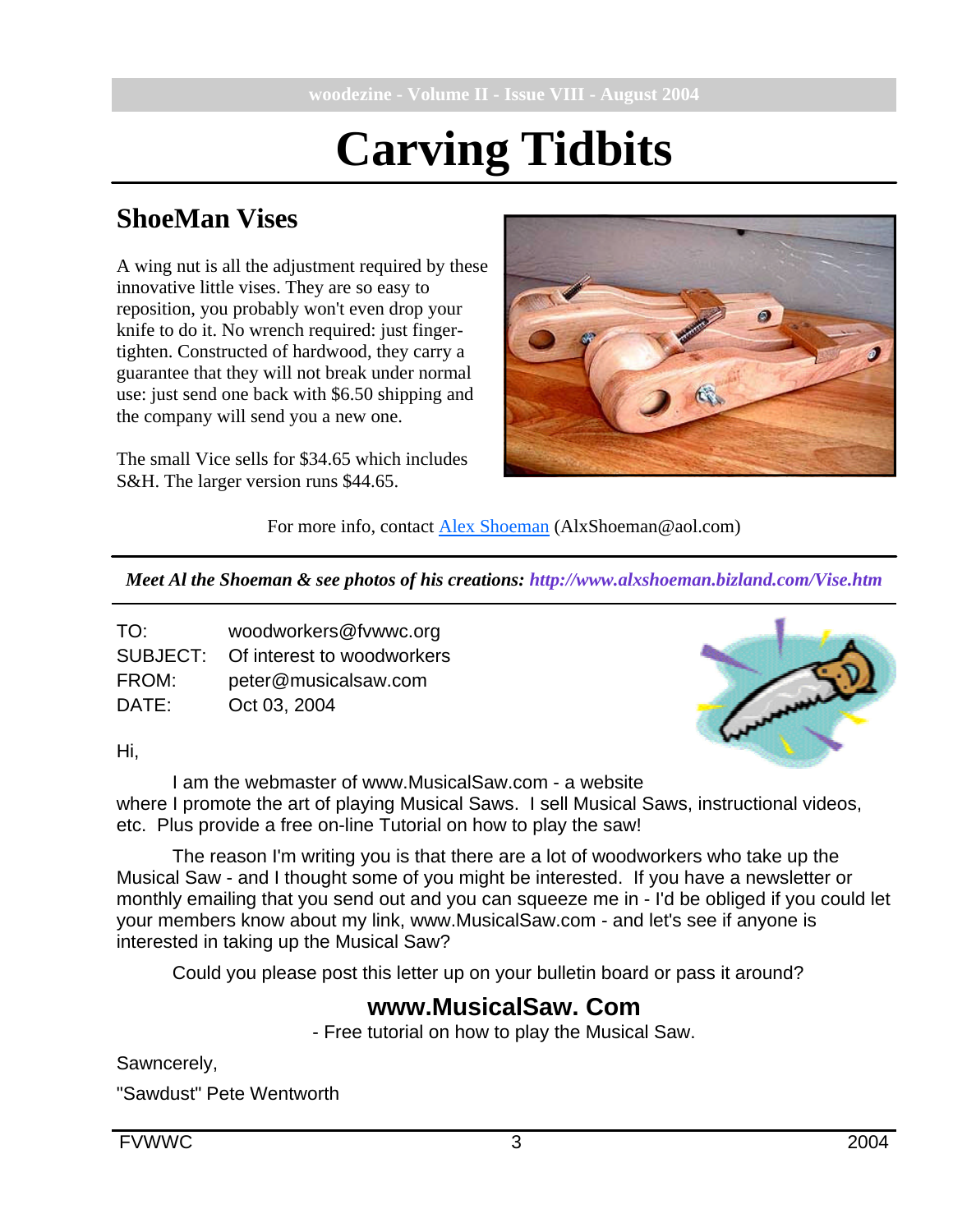# Carving Tidbits

## ShoeMan Vises

A wing nut is all the adjustment required by these innovative little vises. They are so easy to reposition, you probably won't even drop your knife to do it. No wrench required: just finger-tighten. Constructed of hardwood, they carry a guarantee that they will not break under normal use: just send one back with $6.50 shipping and the company will send you a new one.

The small Vice sells for $34.65 which includes S&H. The larger version runs $44.65.

For more info, contact Alex Shoeman (AlxShoeman@aol.com)

***Meet Al the Shoeman & see photos of his creations: http://www.alxshoeman.bizland.com/Vise.htm***

TO: woodworkers@fvwwc.org
SUBJECT: Of interest to woodworkers
FROM: peter@musicalsaw.com
DATE: Oct 03, 2004

Hi,

I am the webmaster of www.MusicalSaw.com - a website where I promote the art of playing Musical Saws. I sell Musical Saws, instructional videos, etc. Plus provide a free on-line Tutorial on how to play the saw!

The reason I'm writing you is that there are a lot of woodworkers who take up the Musical Saw - and I thought some of you might be interested. If you have a newsletter or monthly emailing that you send out and you can squeeze me in - I'd be obliged if you could let your members know about my link, www.MusicalSaw.com - and let's see if anyone is interested in taking up the Musical Saw?

Could you please post this letter up on your bulletin board or pass it around?

**www.MusicalSaw. Com**

- Free tutorial on how to play the Musical Saw.

Sawncerely,

"Sawdust" Pete Wentworth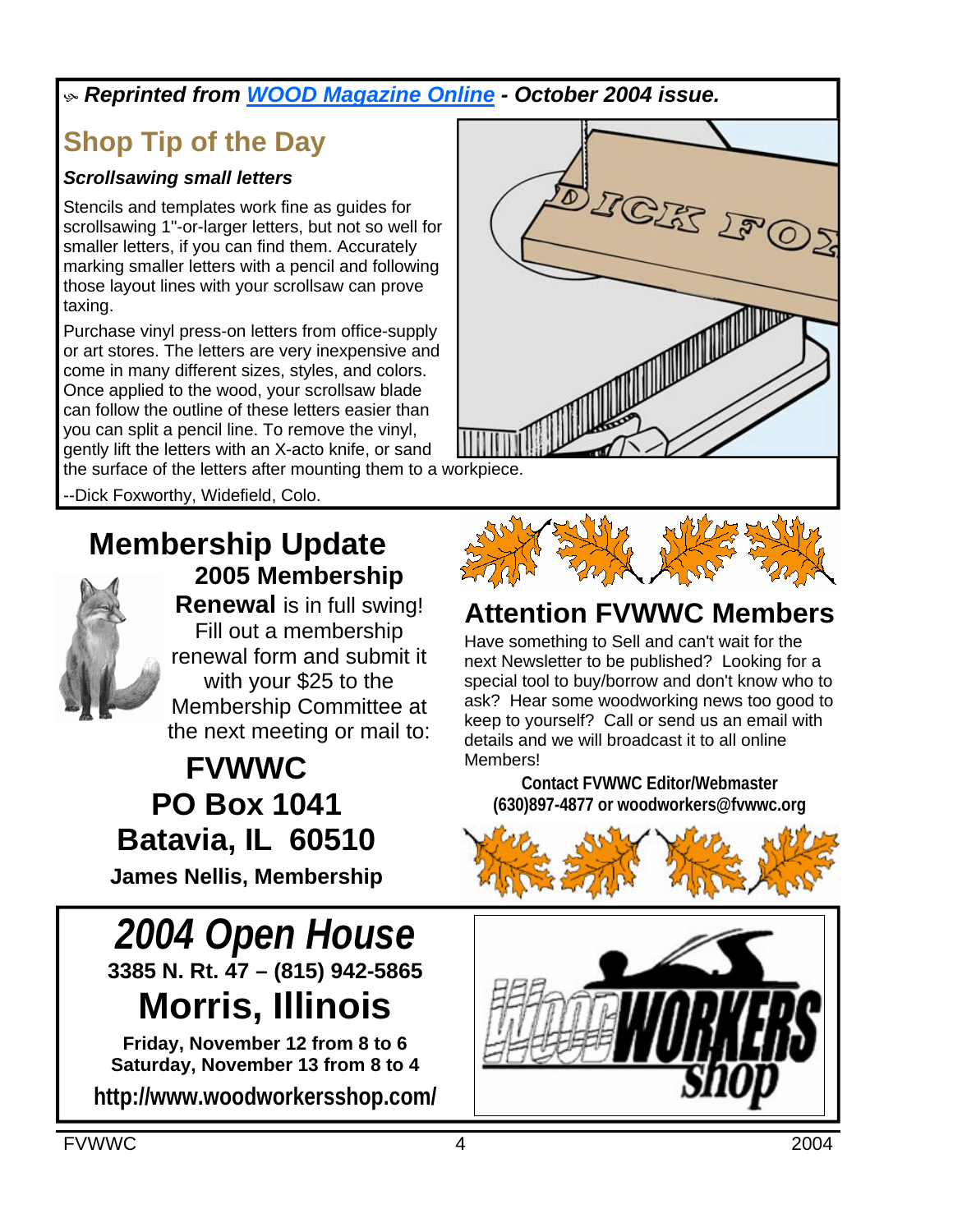*Reprinted from [WOOD Magazine Online](WOOD Magazine Online) - October 2004 issue.*

## Shop Tip of the Day

***Scrollsawing small letters***

Stencils and templates work fine as guides for scrollsawing 1"-or-larger letters, but not so well for smaller letters, if you can find them. Accurately marking smaller letters with a pencil and following those layout lines with your scrollsaw can prove taxing.

Purchase vinyl press-on letters from office-supply or art stores. The letters are very inexpensive and come in many different sizes, styles, and colors. Once applied to the wood, your scrollsaw blade can follow the outline of these letters easier than you can split a pencil line. To remove the vinyl, gently lift the letters with an X-acto knife, or sand the surface of the letters after mounting them to a workpiece.

--Dick Foxworthy, Widefield, Colo.

## Membership Update

**2005 Membership Renewal** is in full swing! Fill out a membership renewal form and submit it with your $25 to the Membership Committee at the next meeting or mail to:

**FVWWC**
**PO Box 1041**
**Batavia, IL 60510**

**James Nellis, Membership**

## Attention FVWWC Members

Have something to Sell and can't wait for the next Newsletter to be published? Looking for a special tool to buy/borrow and don't know who to ask? Hear some woodworking news too good to keep to yourself? Call or send us an email with details and we will broadcast it to all online Members!

**Contact FVWWC Editor/Webmaster**
**(630)897-4877 or woodworkers@fvwwc.org**

## *2004 Open House*

**3385 N. Rt. 47 – (815) 942-5865**

**Morris, Illinois**

**Friday, November 12 from 8 to 6**
**Saturday, November 13 from 8 to 4**

**http://www.woodworkersshop.com/**

WOODWORKERS shop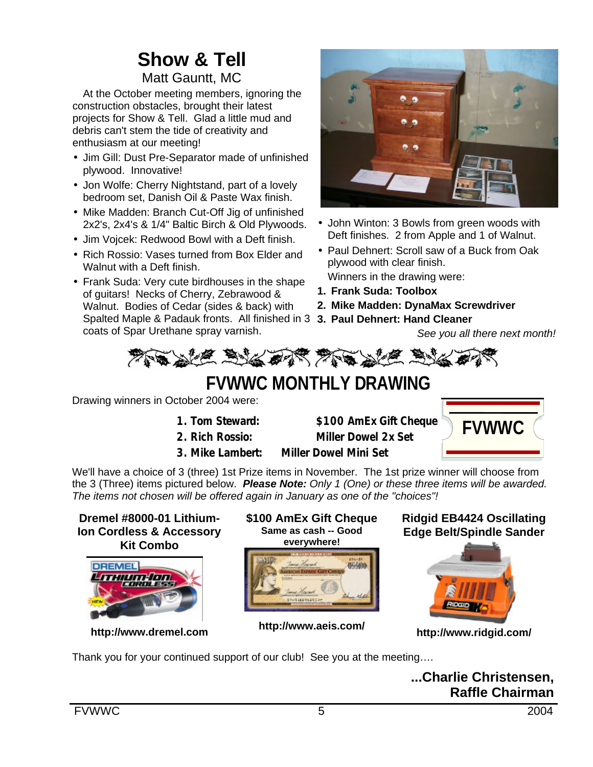# Show & Tell

Matt Gauntt, MC

At the October meeting members, ignoring the construction obstacles, brought their latest projects for Show & Tell. Glad a little mud and debris can't stem the tide of creativity and enthusiasm at our meeting!

- Jim Gill: Dust Pre-Separator made of unfinished plywood. Innovative!
- Jon Wolfe: Cherry Nightstand, part of a lovely bedroom set, Danish Oil & Paste Wax finish.
- Mike Madden: Branch Cut-Off Jig of unfinished 2x2's, 2x4's & 1/4" Baltic Birch & Old Plywoods.
- Jim Vojcek: Redwood Bowl with a Deft finish.
- Rich Rossio: Vases turned from Box Elder and Walnut with a Deft finish.
- Frank Suda: Very cute birdhouses in the shape of guitars! Necks of Cherry, Zebrawood & Walnut. Bodies of Cedar (sides & back) with Spalted Maple & Padauk fronts. All finished in 3 coats of Spar Urethane spray varnish.
- John Winton: 3 Bowls from green woods with Deft finishes. 2 from Apple and 1 of Walnut.
- Paul Dehnert: Scroll saw of a Buck from Oak plywood with clear finish.

Winners in the drawing were:

1. **Frank Suda: Toolbox**
2. **Mike Madden: DynaMax Screwdriver**
3. **Paul Dehnert: Hand Cleaner**

*See you all there next month!*

# FVWWC MONTHLY DRAWING

Drawing winners in October 2004 were:

1. **Tom Steward: $100 AmEx Gift Cheque**
2. **Rich Rossio: Miller Dowel 2x Set**
3. **Mike Lambert: Miller Dowel Mini Set**

We'll have a choice of 3 (three) 1st Prize items in November. The 1st prize winner will choose from the 3 (Three) items pictured below. ***Please Note:*** *Only 1 (One) or these three items will be awarded. The items not chosen will be offered again in January as one of the "choices"!*

**Dremel #8000-01 Lithium-Ion Cordless & Accessory Kit Combo**

**http://www.dremel.com**

**$100 AmEx Gift Cheque**
**Same as cash -- Good everywhere!**

**http://www.aeis.com/**

**Ridgid EB4424 Oscillating Edge Belt/Spindle Sander**

**http://www.ridgid.com/**

Thank you for your continued support of our club! See you at the meeting….

**...Charlie Christensen,**
**Raffle Chairman**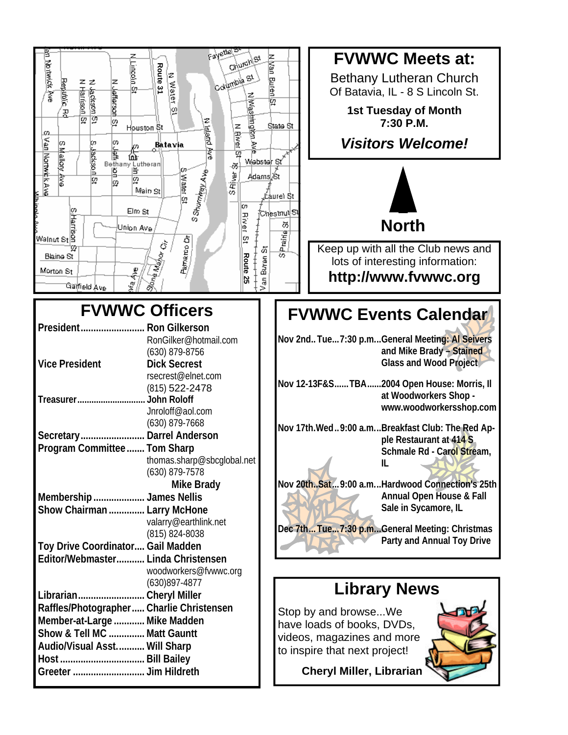## FVWWC Meets at:

Bethany Lutheran Church
Of Batavia, IL - 8 S Lincoln St.

**1st Tuesday of Month**
**7:30 P.M.**

***Visitors Welcome!***

**North**

Keep up with all the Club news and lots of interesting information:
**http://www.fvwwc.org**

## FVWWC Officers

**President**......................... **Ron Gilkerson**
RonGilker@hotmail.com
(630) 879-8756

**Vice President** **Dick Secrest**
rsecrest@elnet.com
(815) 522-2478

**Treasurer**............................ **John Roloff**
Jnroloff@aol.com
(630) 879-7668

**Secretary**......................... **Darrel Anderson**

**Program Committee**....... **Tom Sharp**
thomas.sharp@sbcglobal.net
(630) 879-7578
**Mike Brady**

**Membership**.................... **James Nellis**

**Show Chairman**.............. **Larry McHone**
valarry@earthlink.net
(815) 824-8038

**Toy Drive Coordinator**.... **Gail Madden**

**Editor/Webmaster**........... **Linda Christensen**
woodworkers@fvwwc.org
(630)897-4877

**Librarian**.......................... **Cheryl Miller**

**Raffles/Photographer**..... **Charlie Christensen**

**Member-at-Large**............ **Mike Madden**

**Show & Tell MC**.............. **Matt Gaunt**

**Audio/Visual Asst.**........... **Will Sharp**

**Host**................................. **Bill Bailey**

**Greeter**............................ **Jim Hildreth**

## FVWWC Events Calendar

**Nov 2nd.. Tue...7:30 p.m...General Meeting: Al Seivers and Mike Brady – Stained Glass and Wood Project**

**Nov 12-13F&S......TBA......2004 Open House: Morris, Il at Woodworkers Shop - www.woodworkersshop.com**

**Nov 17th.Wed..9:00 a.m...Breakfast Club: The Red Apple Restaurant at 414 S Schmale Rd - Carol Stream, IL**

**Nov 20th..Sat...9:00 a.m...Hardwood Connection's 25th Annual Open House & Fall Sale in Sycamore, IL**

**Dec 7th... Tue...7:30 p.m...General Meeting: Christmas Party and Annual Toy Drive**

## Library News

Stop by and browse...We have loads of books, DVDs, videos, magazines and more to inspire that next project!

**Cheryl Miller, Librarian**